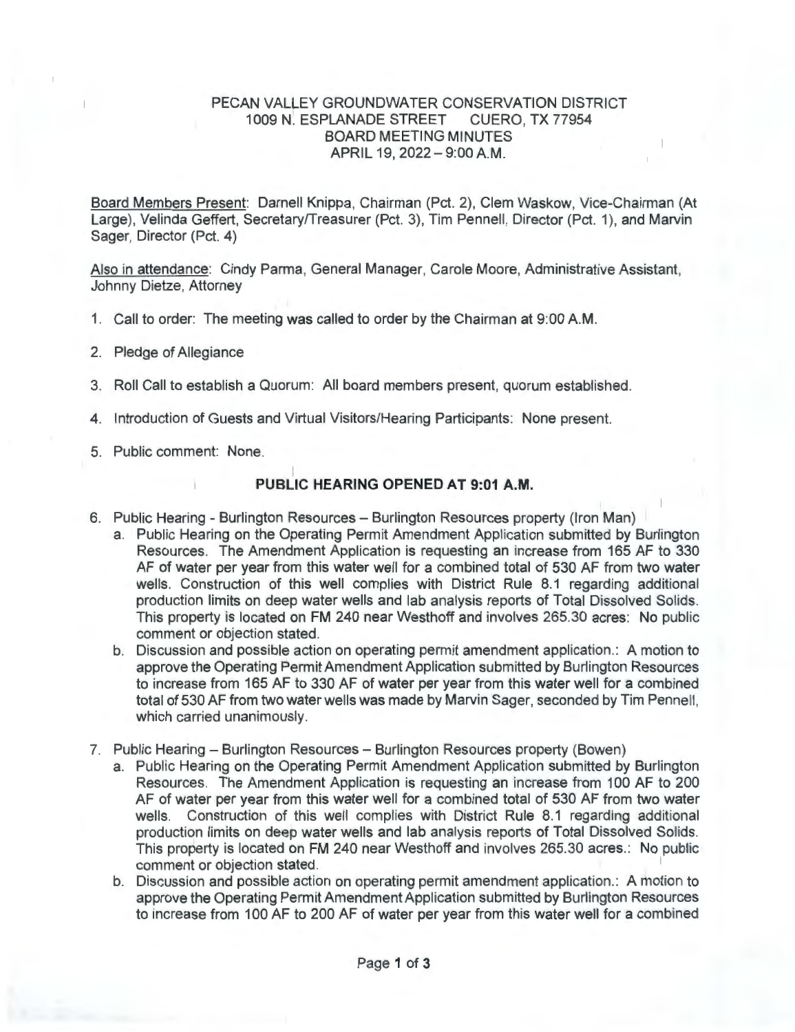PECAN VALLEY GROUNDWATER CONSERVATION DISTRICT
1009 N. ESPLANADE STREET CUERO, TX 77954
BOARD MEETING MINUTES
APRIL 19, 2022 – 9:00 A.M.

Board Members Present: Darnell Knippa, Chairman (Pct. 2), Clem Waskow, Vice-Chairman (At Large), Velinda Geffert, Secretary/Treasurer (Pct. 3), Tim Pennell, Director (Pct. 1), and Marvin Sager, Director (Pct. 4)

Also in attendance: Cindy Parma, General Manager, Carole Moore, Administrative Assistant, Johnny Dietze, Attorney

1. Call to order: The meeting was called to order by the Chairman at 9:00 A.M.
2. Pledge of Allegiance
3. Roll Call to establish a Quorum: All board members present, quorum established.
4. Introduction of Guests and Virtual Visitors/Hearing Participants: None present.
5. Public comment: None.

**PUBLIC HEARING OPENED AT 9:01 A.M.**

6. Public Hearing - Burlington Resources – Burlington Resources property (Iron Man)
   a. Public Hearing on the Operating Permit Amendment Application submitted by Burlington Resources. The Amendment Application is requesting an increase from 165 AF to 330 AF of water per year from this water well for a combined total of 530 AF from two water wells. Construction of this well complies with District Rule 8.1 regarding additional production limits on deep water wells and lab analysis reports of Total Dissolved Solids. This property is located on FM 240 near Westhoff and involves 265.30 acres: No public comment or objection stated.
   b. Discussion and possible action on operating permit amendment application.: A motion to approve the Operating Permit Amendment Application submitted by Burlington Resources to increase from 165 AF to 330 AF of water per year from this water well for a combined total of 530 AF from two water wells was made by Marvin Sager, seconded by Tim Pennell, which carried unanimously.
7. Public Hearing – Burlington Resources – Burlington Resources property (Bowen)
   a. Public Hearing on the Operating Permit Amendment Application submitted by Burlington Resources. The Amendment Application is requesting an increase from 100 AF to 200 AF of water per year from this water well for a combined total of 530 AF from two water wells. Construction of this well complies with District Rule 8.1 regarding additional production limits on deep water wells and lab analysis reports of Total Dissolved Solids. This property is located on FM 240 near Westhoff and involves 265.30 acres.: No public comment or objection stated.
   b. Discussion and possible action on operating permit amendment application.: A motion to approve the Operating Permit Amendment Application submitted by Burlington Resources to increase from 100 AF to 200 AF of water per year from this water well for a combined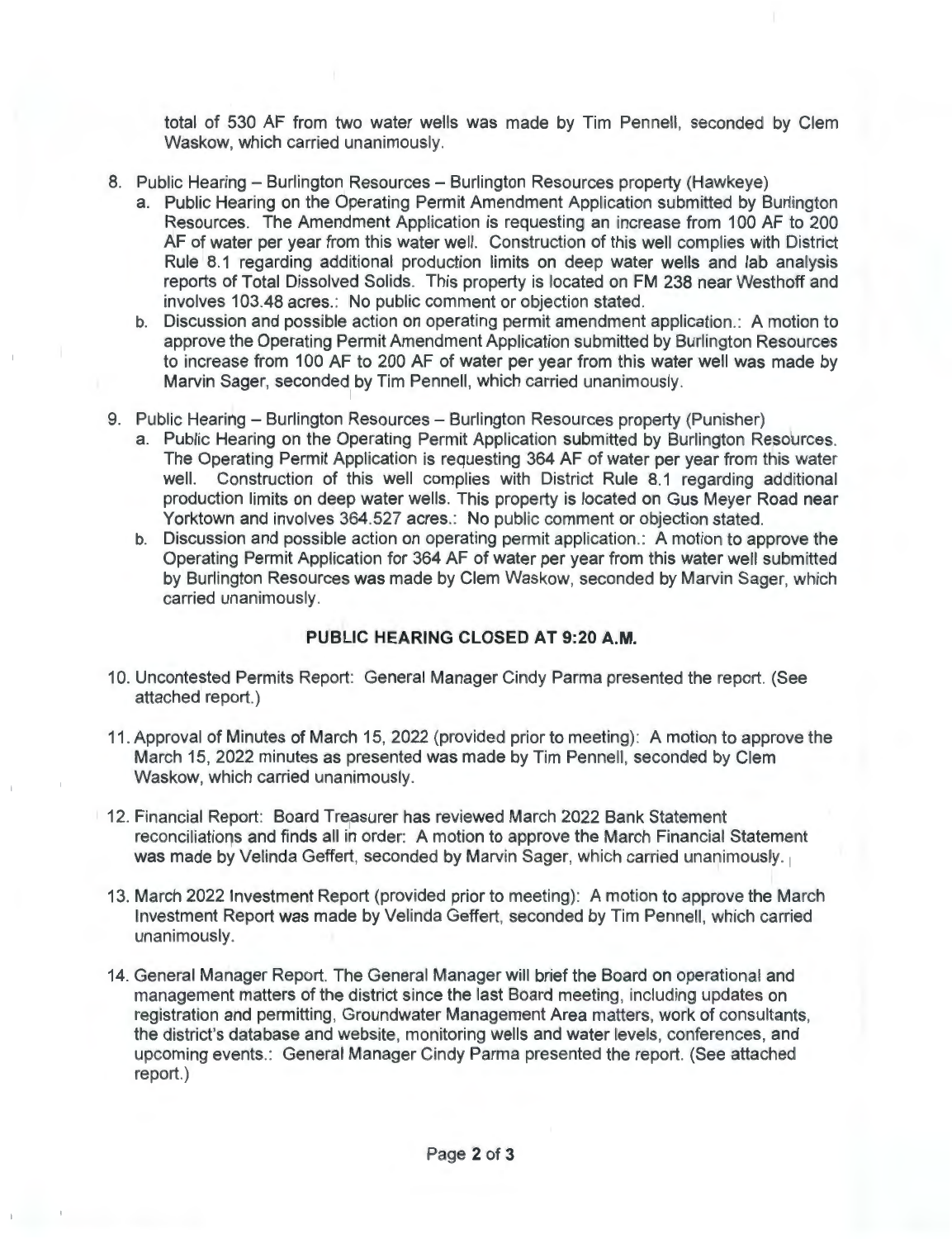total of 530 AF from two water wells was made by Tim Pennell, seconded by Clem Waskow, which carried unanimously.

8. Public Hearing – Burlington Resources – Burlington Resources property (Hawkeye)
   a. Public Hearing on the Operating Permit Amendment Application submitted by Burlington Resources. The Amendment Application is requesting an increase from 100 AF to 200 AF of water per year from this water well. Construction of this well complies with District Rule 8.1 regarding additional production limits on deep water wells and lab analysis reports of Total Dissolved Solids. This property is located on FM 238 near Westhoff and involves 103.48 acres.: No public comment or objection stated.
   b. Discussion and possible action on operating permit amendment application.: A motion to approve the Operating Permit Amendment Application submitted by Burlington Resources to increase from 100 AF to 200 AF of water per year from this water well was made by Marvin Sager, seconded by Tim Pennell, which carried unanimously.

9. Public Hearing – Burlington Resources – Burlington Resources property (Punisher)
   a. Public Hearing on the Operating Permit Application submitted by Burlington Resources. The Operating Permit Application is requesting 364 AF of water per year from this water well. Construction of this well complies with District Rule 8.1 regarding additional production limits on deep water wells. This property is located on Gus Meyer Road near Yorktown and involves 364.527 acres.: No public comment or objection stated.
   b. Discussion and possible action on operating permit application.: A motion to approve the Operating Permit Application for 364 AF of water per year from this water well submitted by Burlington Resources was made by Clem Waskow, seconded by Marvin Sager, which carried unanimously.

**PUBLIC HEARING CLOSED AT 9:20 A.M.**

10. Uncontested Permits Report: General Manager Cindy Parma presented the report. (See attached report.)

11. Approval of Minutes of March 15, 2022 (provided prior to meeting): A motion to approve the March 15, 2022 minutes as presented was made by Tim Pennell, seconded by Clem Waskow, which carried unanimously.

12. Financial Report: Board Treasurer has reviewed March 2022 Bank Statement reconciliations and finds all in order: A motion to approve the March Financial Statement was made by Velinda Geffert, seconded by Marvin Sager, which carried unanimously.

13. March 2022 Investment Report (provided prior to meeting): A motion to approve the March Investment Report was made by Velinda Geffert, seconded by Tim Pennell, which carried unanimously.

14. General Manager Report. The General Manager will brief the Board on operational and management matters of the district since the last Board meeting, including updates on registration and permitting, Groundwater Management Area matters, work of consultants, the district's database and website, monitoring wells and water levels, conferences, and upcoming events.: General Manager Cindy Parma presented the report. (See attached report.)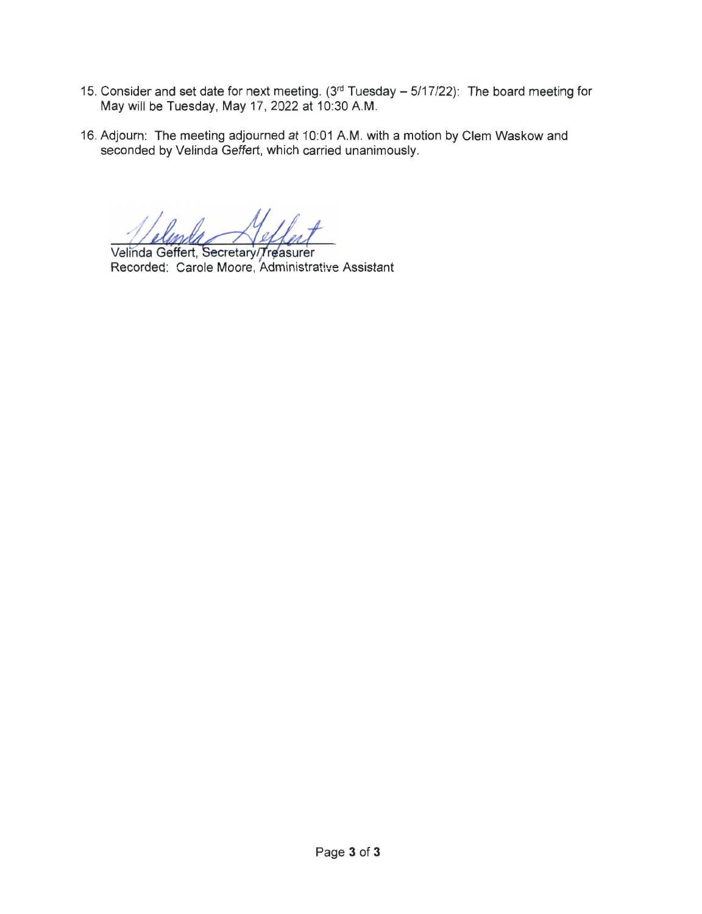15. Consider and set date for next meeting. (3rd Tuesday – 5/17/22): The board meeting for May will be Tuesday, May 17, 2022 at 10:30 A.M.

16. Adjourn: The meeting adjourned at 10:01 A.M. with a motion by Clem Waskow and seconded by Velinda Geffert, which carried unanimously.

Velinda Geffert, Secretary/Treasurer
Recorded: Carole Moore, Administrative Assistant